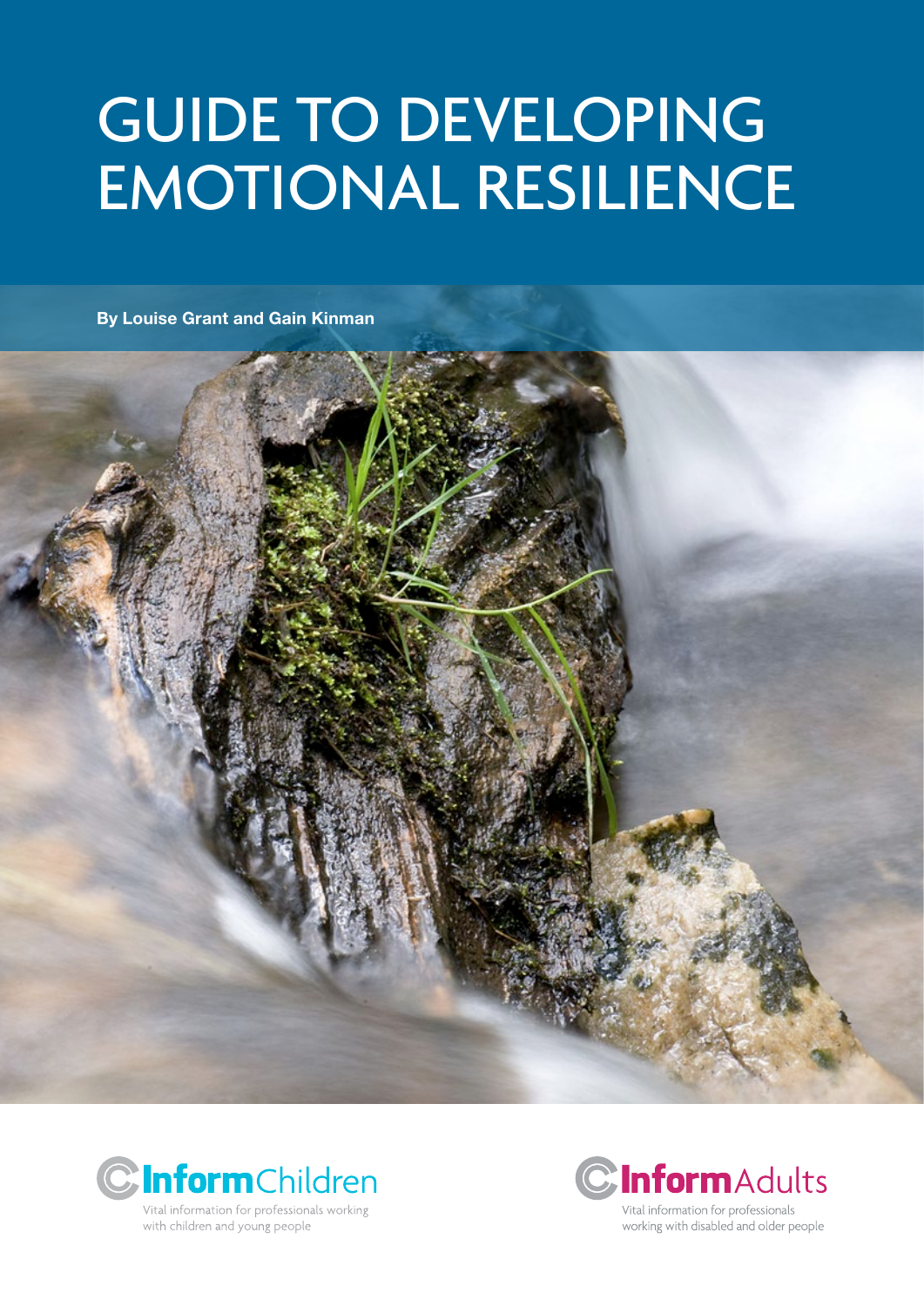# GUIDE TO DEVELOPING EMOTIONAL RESILIENCE

**By Louise Grant and Gail Kinman**

**InformChildren**
Vital information for professionals working with children and young people

**InformAdults**
Vital information for professionals working with disabled and older people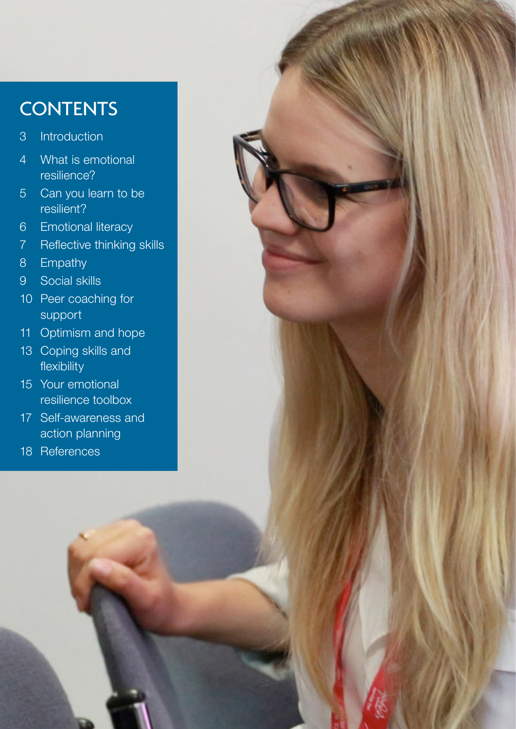# CONTENTS

3 Introduction

4 What is emotional resilience?

5 Can you learn to be resilient?

6 Emotional literacy

7 Reflective thinking skills

8 Empathy

9 Social skills

10 Peer coaching for support

11 Optimism and hope

13 Coping skills and flexibility

15 Your emotional resilience toolbox

17 Self-awareness and action planning

18 References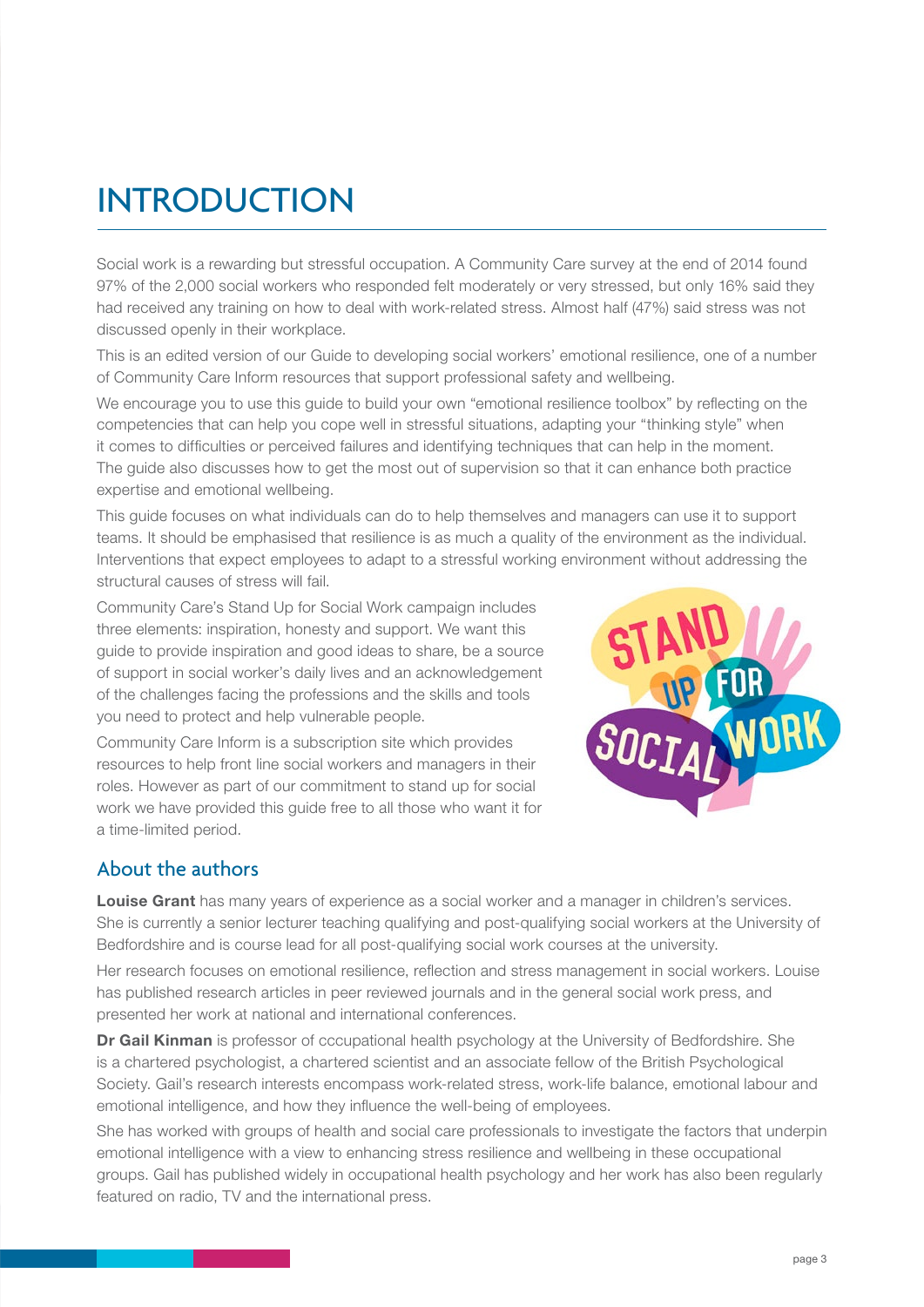# INTRODUCTION

Social work is a rewarding but stressful occupation. A Community Care survey at the end of 2014 found 97% of the 2,000 social workers who responded felt moderately or very stressed, but only 16% said they had received any training on how to deal with work-related stress. Almost half (47%) said stress was not discussed openly in their workplace.

This is an edited version of our Guide to developing social workers' emotional resilience, one of a number of Community Care Inform resources that support professional safety and wellbeing.

We encourage you to use this guide to build your own "emotional resilience toolbox" by reflecting on the competencies that can help you cope well in stressful situations, adapting your "thinking style" when it comes to difficulties or perceived failures and identifying techniques that can help in the moment. The guide also discusses how to get the most out of supervision so that it can enhance both practice expertise and emotional wellbeing.

This guide focuses on what individuals can do to help themselves and managers can use it to support teams. It should be emphasised that resilience is as much a quality of the environment as the individual. Interventions that expect employees to adapt to a stressful working environment without addressing the structural causes of stress will fail.

Community Care's Stand Up for Social Work campaign includes three elements: inspiration, honesty and support. We want this guide to provide inspiration and good ideas to share, be a source of support in social worker's daily lives and an acknowledgement of the challenges facing the professions and the skills and tools you need to protect and help vulnerable people.

Community Care Inform is a subscription site which provides resources to help front line social workers and managers in their roles. However as part of our commitment to stand up for social work we have provided this guide free to all those who want it for a time-limited period.

## About the authors

**Louise Grant** has many years of experience as a social worker and a manager in children's services. She is currently a senior lecturer teaching qualifying and post-qualifying social workers at the University of Bedfordshire and is course lead for all post-qualifying social work courses at the university.

Her research focuses on emotional resilience, reflection and stress management in social workers. Louise has published research articles in peer reviewed journals and in the general social work press, and presented her work at national and international conferences.

**Dr Gail Kinman** is professor of cccupational health psychology at the University of Bedfordshire. She is a chartered psychologist, a chartered scientist and an associate fellow of the British Psychological Society. Gail's research interests encompass work-related stress, work-life balance, emotional labour and emotional intelligence, and how they influence the well-being of employees.

She has worked with groups of health and social care professionals to investigate the factors that underpin emotional intelligence with a view to enhancing stress resilience and wellbeing in these occupational groups. Gail has published widely in occupational health psychology and her work has also been regularly featured on radio, TV and the international press.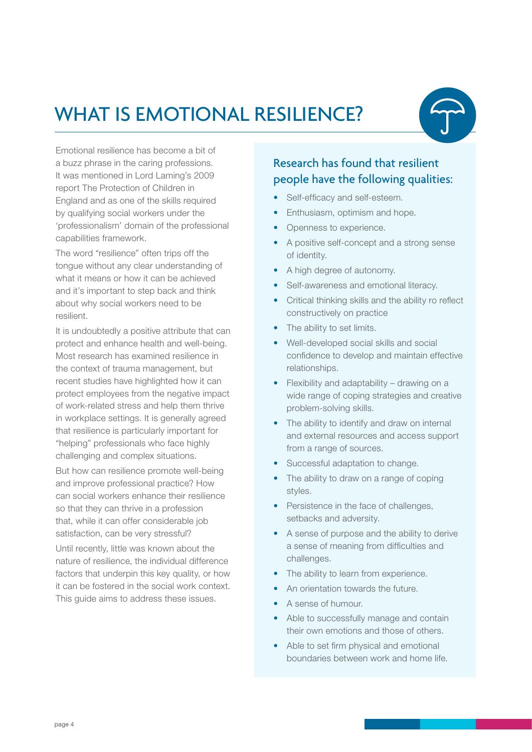# WHAT IS EMOTIONAL RESILIENCE?

Emotional resilience has become a bit of a buzz phrase in the caring professions. It was mentioned in Lord Laming's 2009 report The Protection of Children in England and as one of the skills required by qualifying social workers under the 'professionalism' domain of the professional capabilities framework.

The word "resilience" often trips off the tongue without any clear understanding of what it means or how it can be achieved and it's important to step back and think about why social workers need to be resilient.

It is undoubtedly a positive attribute that can protect and enhance health and well-being. Most research has examined resilience in the context of trauma management, but recent studies have highlighted how it can protect employees from the negative impact of work-related stress and help them thrive in workplace settings. It is generally agreed that resilience is particularly important for "helping" professionals who face highly challenging and complex situations.

But how can resilience promote well-being and improve professional practice? How can social workers enhance their resilience so that they can thrive in a profession that, while it can offer considerable job satisfaction, can be very stressful?

Until recently, little was known about the nature of resilience, the individual difference factors that underpin this key quality, or how it can be fostered in the social work context. This guide aims to address these issues.

## Research has found that resilient people have the following qualities:

- Self-efficacy and self-esteem.
- Enthusiasm, optimism and hope.
- Openness to experience.
- A positive self-concept and a strong sense of identity.
- A high degree of autonomy.
- Self-awareness and emotional literacy.
- Critical thinking skills and the ability ro reflect constructively on practice
- The ability to set limits.
- Well-developed social skills and social confidence to develop and maintain effective relationships.
- Flexibility and adaptability – drawing on a wide range of coping strategies and creative problem-solving skills.
- The ability to identify and draw on internal and external resources and access support from a range of sources.
- Successful adaptation to change.
- The ability to draw on a range of coping styles.
- Persistence in the face of challenges, setbacks and adversity.
- A sense of purpose and the ability to derive a sense of meaning from difficulties and challenges.
- The ability to learn from experience.
- An orientation towards the future.
- A sense of humour.
- Able to successfully manage and contain their own emotions and those of others.
- Able to set firm physical and emotional boundaries between work and home life.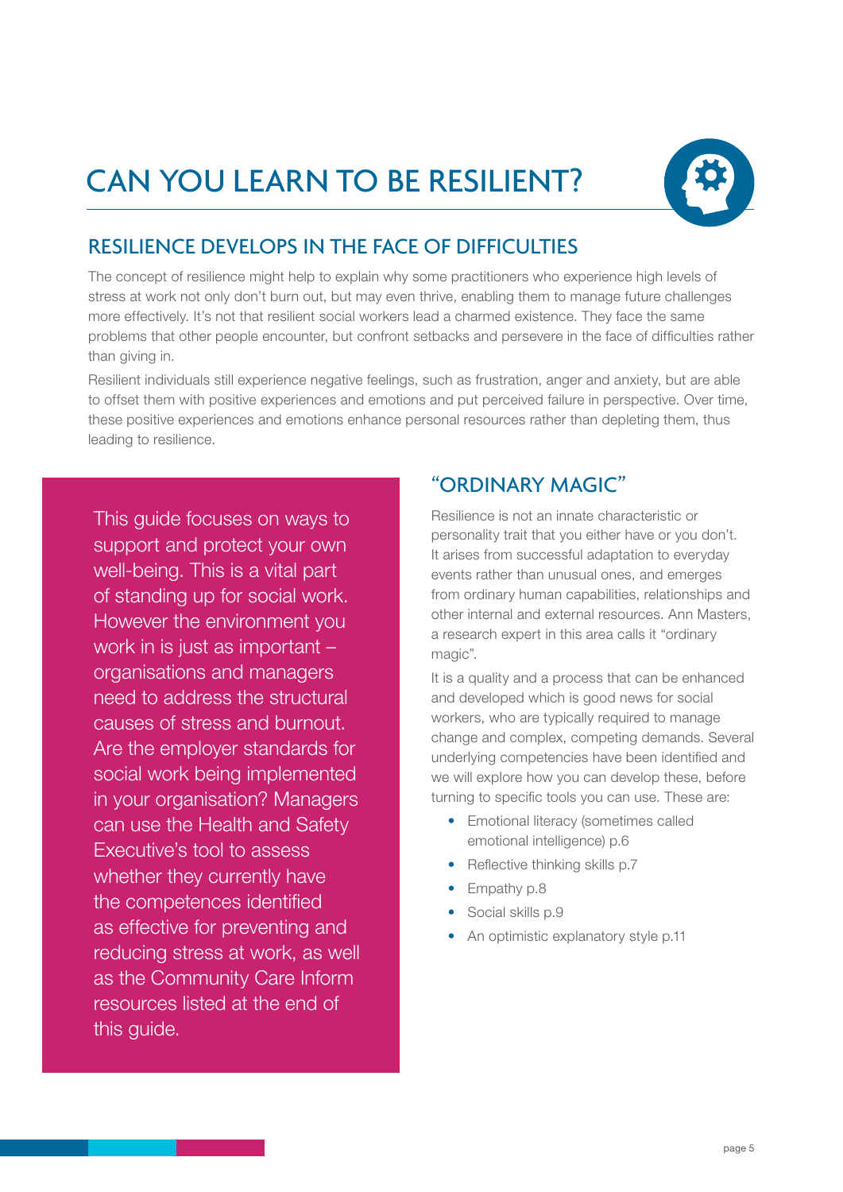# CAN YOU LEARN TO BE RESILIENT?

## RESILIENCE DEVELOPS IN THE FACE OF DIFFICULTIES

The concept of resilience might help to explain why some practitioners who experience high levels of stress at work not only don't burn out, but may even thrive, enabling them to manage future challenges more effectively. It's not that resilient social workers lead a charmed existence. They face the same problems that other people encounter, but confront setbacks and persevere in the face of difficulties rather than giving in.

Resilient individuals still experience negative feelings, such as frustration, anger and anxiety, but are able to offset them with positive experiences and emotions and put perceived failure in perspective. Over time, these positive experiences and emotions enhance personal resources rather than depleting them, thus leading to resilience.

This guide focuses on ways to support and protect your own well-being. This is a vital part of standing up for social work. However the environment you work in is just as important – organisations and managers need to address the structural causes of stress and burnout. Are the employer standards for social work being implemented in your organisation? Managers can use the Health and Safety Executive's tool to assess whether they currently have the competences identified as effective for preventing and reducing stress at work, as well as the Community Care Inform resources listed at the end of this guide.

## "ORDINARY MAGIC"

Resilience is not an innate characteristic or personality trait that you either have or you don't. It arises from successful adaptation to everyday events rather than unusual ones, and emerges from ordinary human capabilities, relationships and other internal and external resources. Ann Masters, a research expert in this area calls it "ordinary magic".

It is a quality and a process that can be enhanced and developed which is good news for social workers, who are typically required to manage change and complex, competing demands. Several underlying competencies have been identified and we will explore how you can develop these, before turning to specific tools you can use. These are:

- Emotional literacy (sometimes called emotional intelligence) p.6
- Reflective thinking skills p.7
- Empathy p.8
- Social skills p.9
- An optimistic explanatory style p.11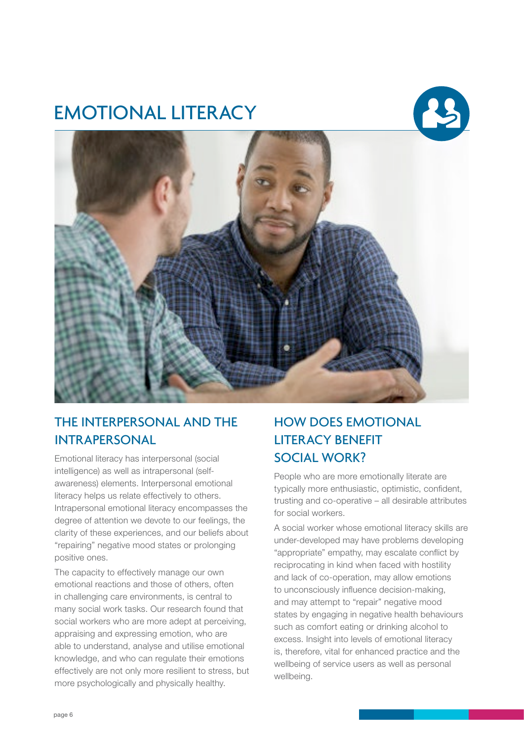# EMOTIONAL LITERACY

## THE INTERPERSONAL AND THE INTRAPERSONAL

Emotional literacy has interpersonal (social intelligence) as well as intrapersonal (self-awareness) elements. Interpersonal emotional literacy helps us relate effectively to others. Intrapersonal emotional literacy encompasses the degree of attention we devote to our feelings, the clarity of these experiences, and our beliefs about "repairing" negative mood states or prolonging positive ones.

The capacity to effectively manage our own emotional reactions and those of others, often in challenging care environments, is central to many social work tasks. Our research found that social workers who are more adept at perceiving, appraising and expressing emotion, who are able to understand, analyse and utilise emotional knowledge, and who can regulate their emotions effectively are not only more resilient to stress, but more psychologically and physically healthy.

## HOW DOES EMOTIONAL LITERACY BENEFIT SOCIAL WORK?

People who are more emotionally literate are typically more enthusiastic, optimistic, confident, trusting and co-operative – all desirable attributes for social workers.

A social worker whose emotional literacy skills are under-developed may have problems developing "appropriate" empathy, may escalate conflict by reciprocating in kind when faced with hostility and lack of co-operation, may allow emotions to unconsciously influence decision-making, and may attempt to "repair" negative mood states by engaging in negative health behaviours such as comfort eating or drinking alcohol to excess. Insight into levels of emotional literacy is, therefore, vital for enhanced practice and the wellbeing of service users as well as personal wellbeing.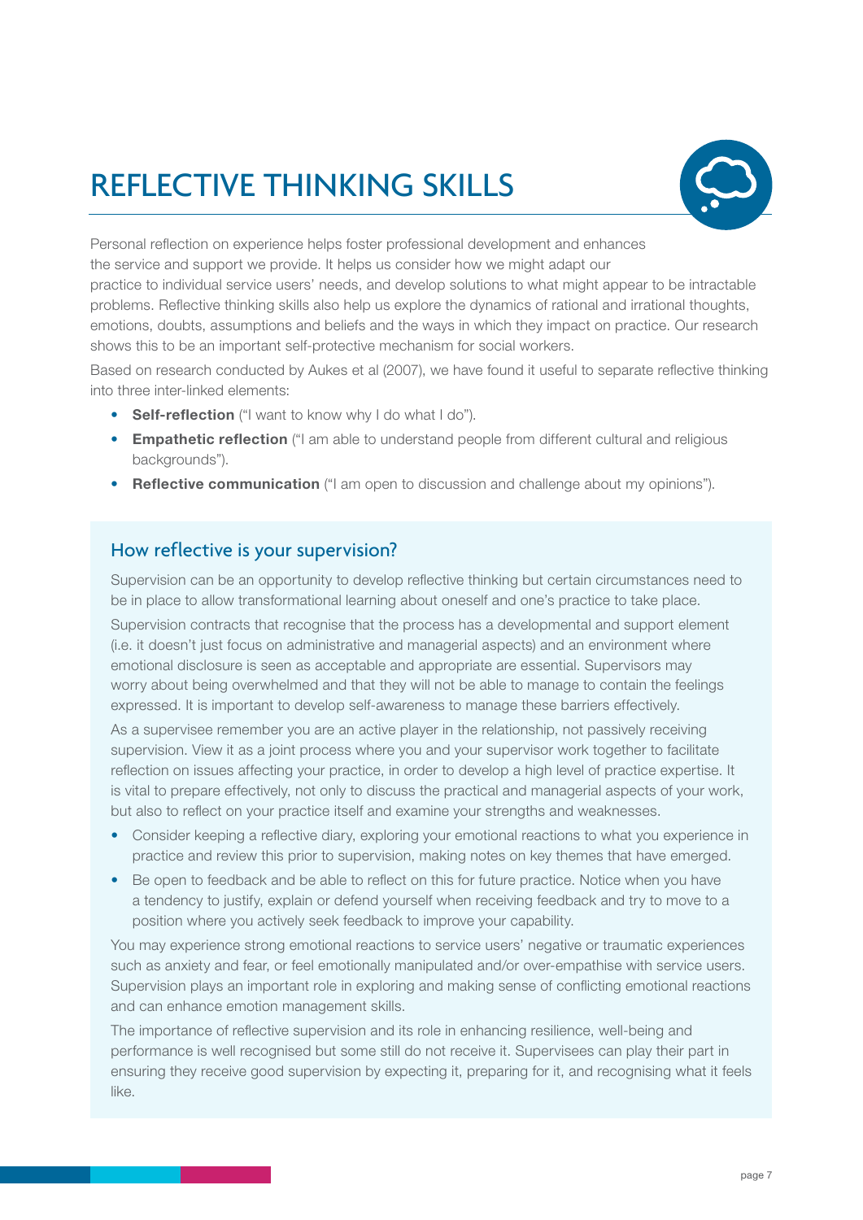# REFLECTIVE THINKING SKILLS

Personal reflection on experience helps foster professional development and enhances the service and support we provide. It helps us consider how we might adapt our practice to individual service users' needs, and develop solutions to what might appear to be intractable problems. Reflective thinking skills also help us explore the dynamics of rational and irrational thoughts, emotions, doubts, assumptions and beliefs and the ways in which they impact on practice. Our research shows this to be an important self-protective mechanism for social workers.

Based on research conducted by Aukes et al (2007), we have found it useful to separate reflective thinking into three inter-linked elements:

- **Self-reflection** ("I want to know why I do what I do").
- **Empathetic reflection** ("I am able to understand people from different cultural and religious backgrounds").
- **Reflective communication** ("I am open to discussion and challenge about my opinions").

## How reflective is your supervision?

Supervision can be an opportunity to develop reflective thinking but certain circumstances need to be in place to allow transformational learning about oneself and one's practice to take place.

Supervision contracts that recognise that the process has a developmental and support element (i.e. it doesn't just focus on administrative and managerial aspects) and an environment where emotional disclosure is seen as acceptable and appropriate are essential. Supervisors may worry about being overwhelmed and that they will not be able to manage to contain the feelings expressed. It is important to develop self-awareness to manage these barriers effectively.

As a supervisee remember you are an active player in the relationship, not passively receiving supervision. View it as a joint process where you and your supervisor work together to facilitate reflection on issues affecting your practice, in order to develop a high level of practice expertise. It is vital to prepare effectively, not only to discuss the practical and managerial aspects of your work, but also to reflect on your practice itself and examine your strengths and weaknesses.

- Consider keeping a reflective diary, exploring your emotional reactions to what you experience in practice and review this prior to supervision, making notes on key themes that have emerged.
- Be open to feedback and be able to reflect on this for future practice. Notice when you have a tendency to justify, explain or defend yourself when receiving feedback and try to move to a position where you actively seek feedback to improve your capability.

You may experience strong emotional reactions to service users' negative or traumatic experiences such as anxiety and fear, or feel emotionally manipulated and/or over-empathise with service users. Supervision plays an important role in exploring and making sense of conflicting emotional reactions and can enhance emotion management skills.

The importance of reflective supervision and its role in enhancing resilience, well-being and performance is well recognised but some still do not receive it. Supervisees can play their part in ensuring they receive good supervision by expecting it, preparing for it, and recognising what it feels like.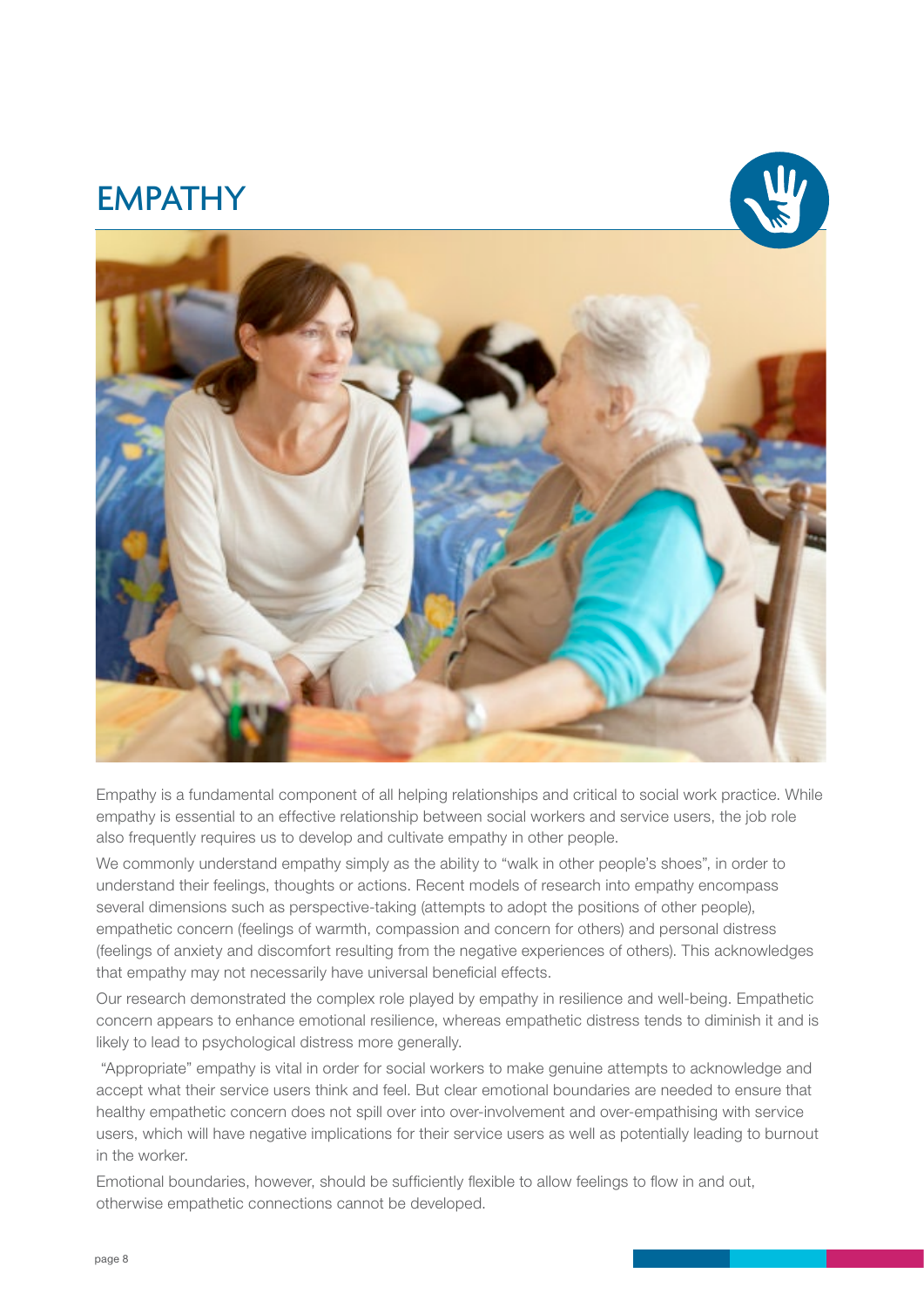# EMPATHY

Empathy is a fundamental component of all helping relationships and critical to social work practice. While empathy is essential to an effective relationship between social workers and service users, the job role also frequently requires us to develop and cultivate empathy in other people.

We commonly understand empathy simply as the ability to "walk in other people's shoes", in order to understand their feelings, thoughts or actions. Recent models of research into empathy encompass several dimensions such as perspective-taking (attempts to adopt the positions of other people), empathetic concern (feelings of warmth, compassion and concern for others) and personal distress (feelings of anxiety and discomfort resulting from the negative experiences of others). This acknowledges that empathy may not necessarily have universal beneficial effects.

Our research demonstrated the complex role played by empathy in resilience and well-being. Empathetic concern appears to enhance emotional resilience, whereas empathetic distress tends to diminish it and is likely to lead to psychological distress more generally.

"Appropriate" empathy is vital in order for social workers to make genuine attempts to acknowledge and accept what their service users think and feel. But clear emotional boundaries are needed to ensure that healthy empathetic concern does not spill over into over-involvement and over-empathising with service users, which will have negative implications for their service users as well as potentially leading to burnout in the worker.

Emotional boundaries, however, should be sufficiently flexible to allow feelings to flow in and out, otherwise empathetic connections cannot be developed.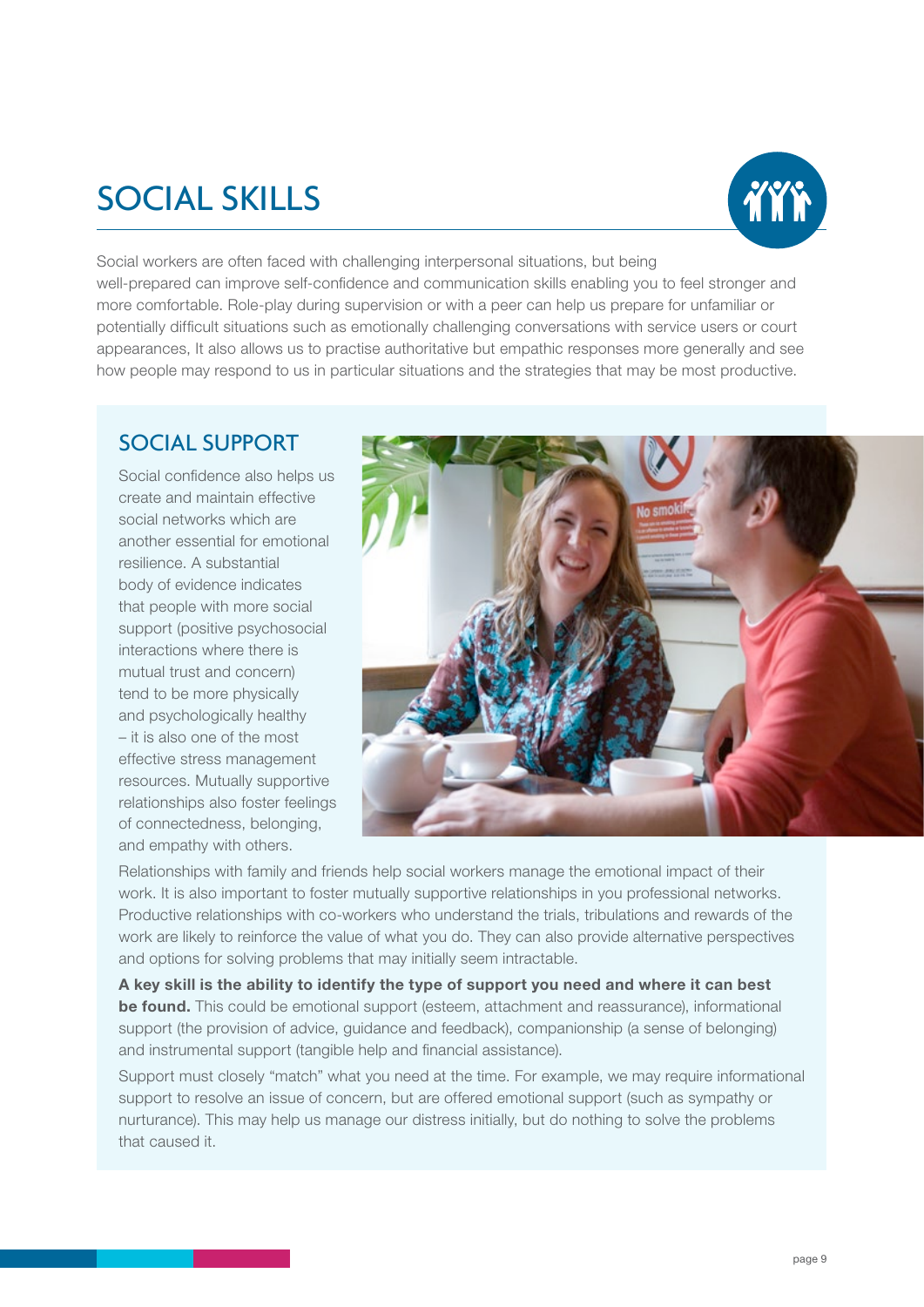# SOCIAL SKILLS

Social workers are often faced with challenging interpersonal situations, but being well-prepared can improve self-confidence and communication skills enabling you to feel stronger and more comfortable. Role-play during supervision or with a peer can help us prepare for unfamiliar or potentially difficult situations such as emotionally challenging conversations with service users or court appearances, It also allows us to practise authoritative but empathic responses more generally and see how people may respond to us in particular situations and the strategies that may be most productive.

## SOCIAL SUPPORT

Social confidence also helps us create and maintain effective social networks which are another essential for emotional resilience. A substantial body of evidence indicates that people with more social support (positive psychosocial interactions where there is mutual trust and concern) tend to be more physically and psychologically healthy – it is also one of the most effective stress management resources. Mutually supportive relationships also foster feelings of connectedness, belonging, and empathy with others.

Relationships with family and friends help social workers manage the emotional impact of their work. It is also important to foster mutually supportive relationships in you professional networks. Productive relationships with co-workers who understand the trials, tribulations and rewards of the work are likely to reinforce the value of what you do. They can also provide alternative perspectives and options for solving problems that may initially seem intractable.

**A key skill is the ability to identify the type of support you need and where it can best be found.** This could be emotional support (esteem, attachment and reassurance), informational support (the provision of advice, guidance and feedback), companionship (a sense of belonging) and instrumental support (tangible help and financial assistance).

Support must closely "match" what you need at the time. For example, we may require informational support to resolve an issue of concern, but are offered emotional support (such as sympathy or nurturance). This may help us manage our distress initially, but do nothing to solve the problems that caused it.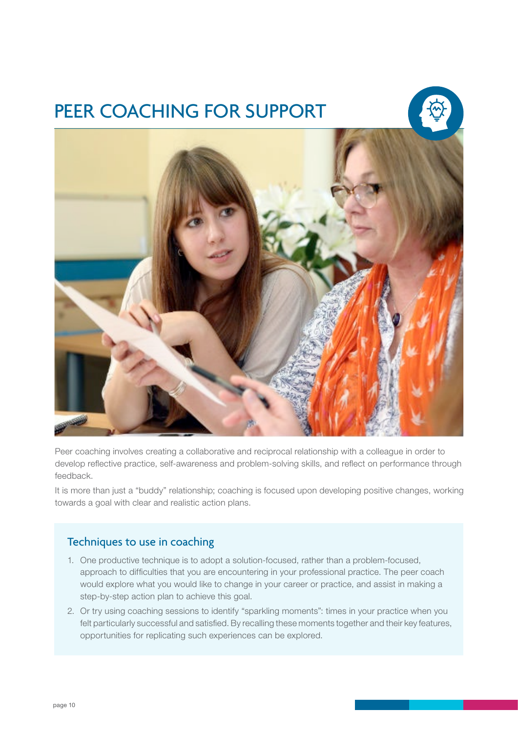# PEER COACHING FOR SUPPORT

Peer coaching involves creating a collaborative and reciprocal relationship with a colleague in order to develop reflective practice, self-awareness and problem-solving skills, and reflect on performance through feedback.

It is more than just a "buddy" relationship; coaching is focused upon developing positive changes, working towards a goal with clear and realistic action plans.

## Techniques to use in coaching

1. One productive technique is to adopt a solution-focused, rather than a problem-focused, approach to difficulties that you are encountering in your professional practice. The peer coach would explore what you would like to change in your career or practice, and assist in making a step-by-step action plan to achieve this goal.
2. Or try using coaching sessions to identify "sparkling moments": times in your practice when you felt particularly successful and satisfied. By recalling these moments together and their key features, opportunities for replicating such experiences can be explored.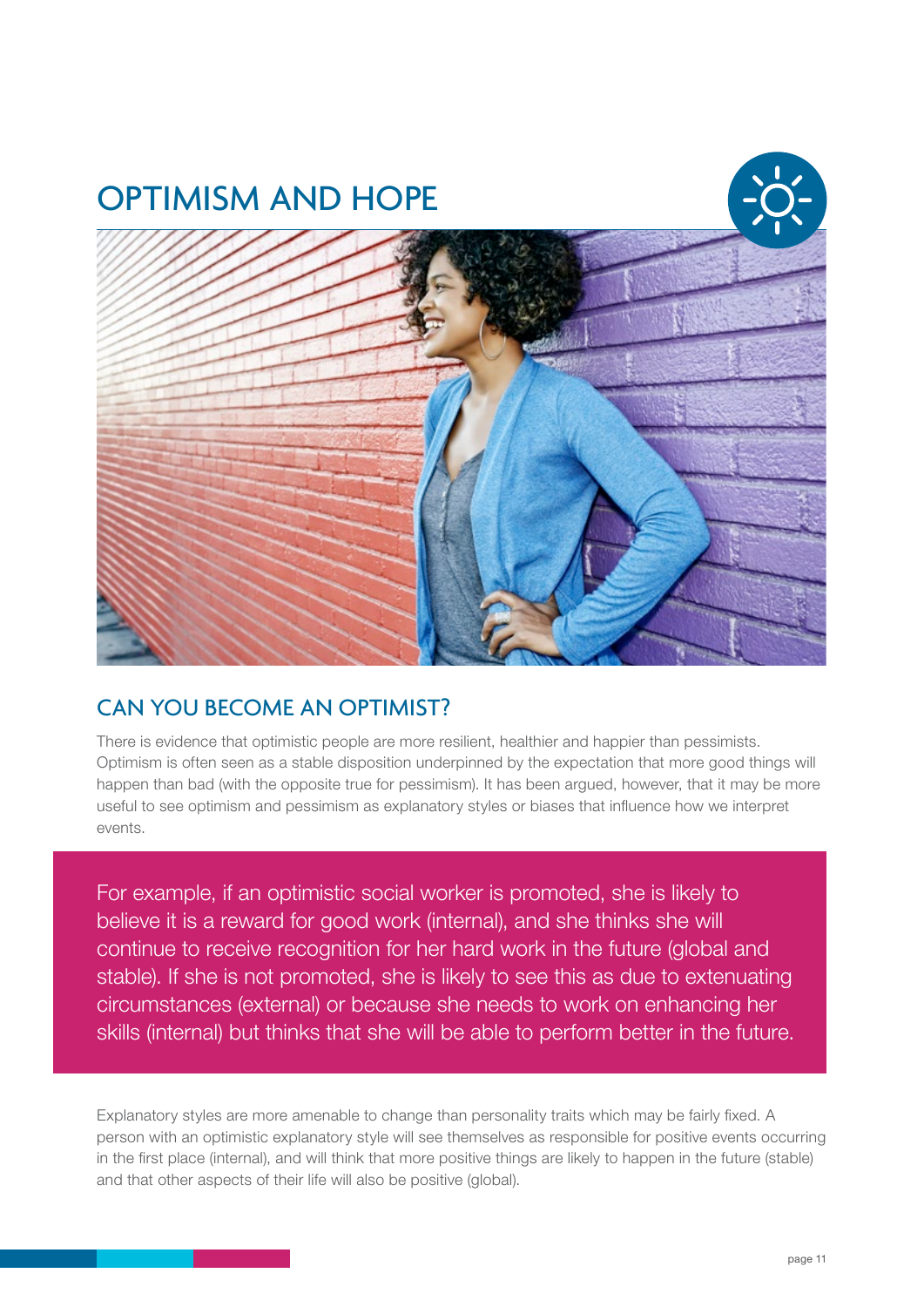# OPTIMISM AND HOPE

## CAN YOU BECOME AN OPTIMIST?

There is evidence that optimistic people are more resilient, healthier and happier than pessimists. Optimism is often seen as a stable disposition underpinned by the expectation that more good things will happen than bad (with the opposite true for pessimism). It has been argued, however, that it may be more useful to see optimism and pessimism as explanatory styles or biases that influence how we interpret events.

> For example, if an optimistic social worker is promoted, she is likely to believe it is a reward for good work (internal), and she thinks she will continue to receive recognition for her hard work in the future (global and stable). If she is not promoted, she is likely to see this as due to extenuating circumstances (external) or because she needs to work on enhancing her skills (internal) but thinks that she will be able to perform better in the future.

Explanatory styles are more amenable to change than personality traits which may be fairly fixed. A person with an optimistic explanatory style will see themselves as responsible for positive events occurring in the first place (internal), and will think that more positive things are likely to happen in the future (stable) and that other aspects of their life will also be positive (global).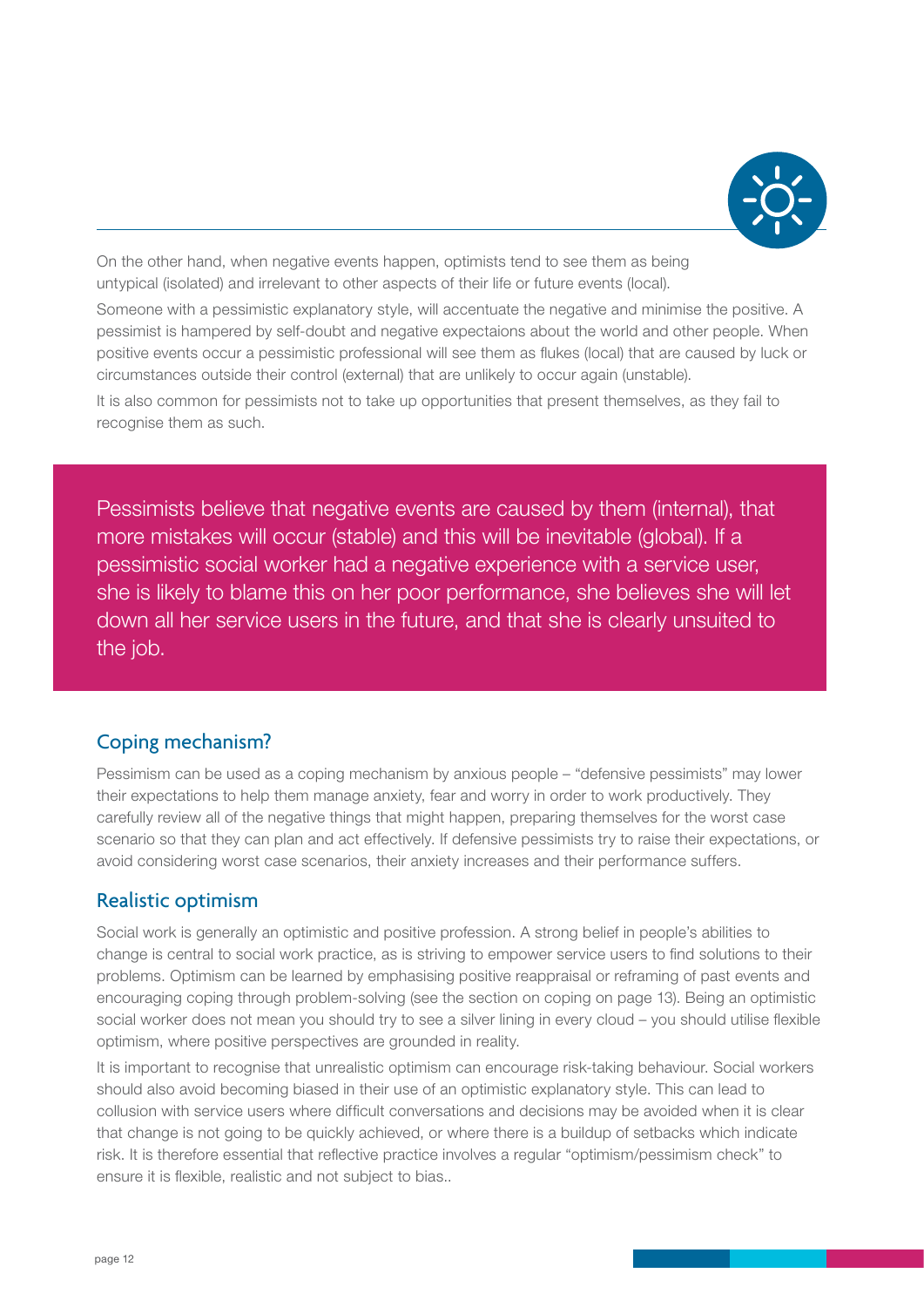On the other hand, when negative events happen, optimists tend to see them as being untypical (isolated) and irrelevant to other aspects of their life or future events (local).

Someone with a pessimistic explanatory style, will accentuate the negative and minimise the positive. A pessimist is hampered by self-doubt and negative expectaions about the world and other people. When positive events occur a pessimistic professional will see them as flukes (local) that are caused by luck or circumstances outside their control (external) that are unlikely to occur again (unstable).

It is also common for pessimists not to take up opportunities that present themselves, as they fail to recognise them as such.

> Pessimists believe that negative events are caused by them (internal), that more mistakes will occur (stable) and this will be inevitable (global). If a pessimistic social worker had a negative experience with a service user, she is likely to blame this on her poor performance, she believes she will let down all her service users in the future, and that she is clearly unsuited to the job.

## Coping mechanism?

Pessimism can be used as a coping mechanism by anxious people – "defensive pessimists" may lower their expectations to help them manage anxiety, fear and worry in order to work productively. They carefully review all of the negative things that might happen, preparing themselves for the worst case scenario so that they can plan and act effectively. If defensive pessimists try to raise their expectations, or avoid considering worst case scenarios, their anxiety increases and their performance suffers.

## Realistic optimism

Social work is generally an optimistic and positive profession. A strong belief in people's abilities to change is central to social work practice, as is striving to empower service users to find solutions to their problems. Optimism can be learned by emphasising positive reappraisal or reframing of past events and encouraging coping through problem-solving (see the section on coping on page 13). Being an optimistic social worker does not mean you should try to see a silver lining in every cloud – you should utilise flexible optimism, where positive perspectives are grounded in reality.

It is important to recognise that unrealistic optimism can encourage risk-taking behaviour. Social workers should also avoid becoming biased in their use of an optimistic explanatory style. This can lead to collusion with service users where difficult conversations and decisions may be avoided when it is clear that change is not going to be quickly achieved, or where there is a buildup of setbacks which indicate risk. It is therefore essential that reflective practice involves a regular "optimism/pessimism check" to ensure it is flexible, realistic and not subject to bias..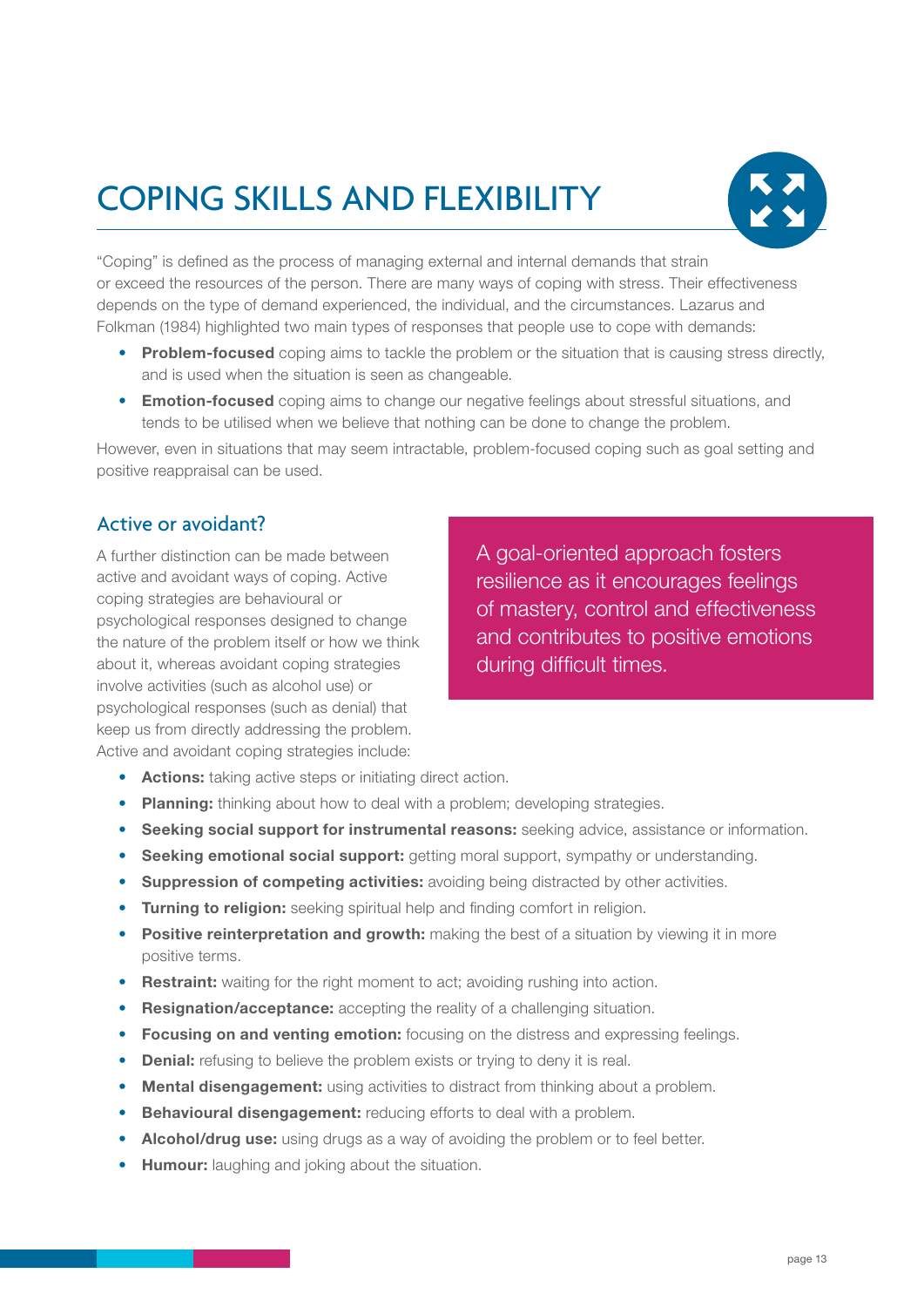# COPING SKILLS AND FLEXIBILITY

"Coping" is defined as the process of managing external and internal demands that strain or exceed the resources of the person. There are many ways of coping with stress. Their effectiveness depends on the type of demand experienced, the individual, and the circumstances. Lazarus and Folkman (1984) highlighted two main types of responses that people use to cope with demands:

- **Problem-focused** coping aims to tackle the problem or the situation that is causing stress directly, and is used when the situation is seen as changeable.
- **Emotion-focused** coping aims to change our negative feelings about stressful situations, and tends to be utilised when we believe that nothing can be done to change the problem.

However, even in situations that may seem intractable, problem-focused coping such as goal setting and positive reappraisal can be used.

## Active or avoidant?

A further distinction can be made between active and avoidant ways of coping. Active coping strategies are behavioural or psychological responses designed to change the nature of the problem itself or how we think about it, whereas avoidant coping strategies involve activities (such as alcohol use) or psychological responses (such as denial) that keep us from directly addressing the problem. Active and avoidant coping strategies include:

> A goal-oriented approach fosters resilience as it encourages feelings of mastery, control and effectiveness and contributes to positive emotions during difficult times.

- **Actions:** taking active steps or initiating direct action.
- **Planning:** thinking about how to deal with a problem; developing strategies.
- **Seeking social support for instrumental reasons:** seeking advice, assistance or information.
- **Seeking emotional social support:** getting moral support, sympathy or understanding.
- **Suppression of competing activities:** avoiding being distracted by other activities.
- **Turning to religion:** seeking spiritual help and finding comfort in religion.
- **Positive reinterpretation and growth:** making the best of a situation by viewing it in more positive terms.
- **Restraint:** waiting for the right moment to act; avoiding rushing into action.
- **Resignation/acceptance:** accepting the reality of a challenging situation.
- **Focusing on and venting emotion:** focusing on the distress and expressing feelings.
- **Denial:** refusing to believe the problem exists or trying to deny it is real.
- **Mental disengagement:** using activities to distract from thinking about a problem.
- **Behavioural disengagement:** reducing efforts to deal with a problem.
- **Alcohol/drug use:** using drugs as a way of avoiding the problem or to feel better.
- **Humour:** laughing and joking about the situation.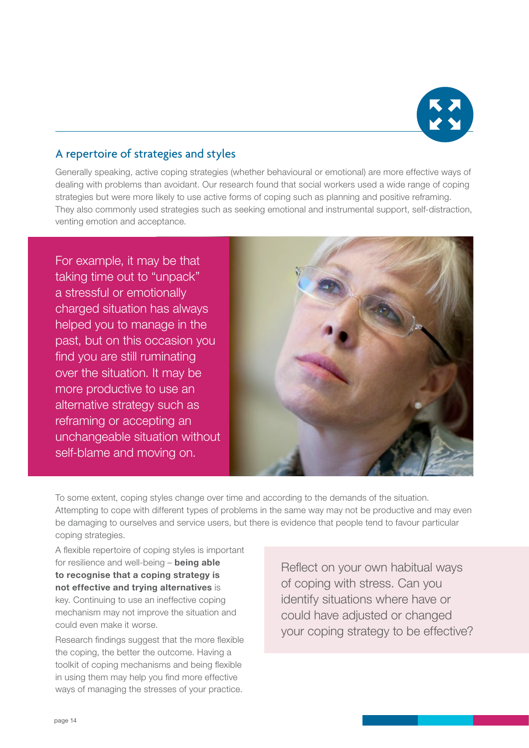## A repertoire of strategies and styles

Generally speaking, active coping strategies (whether behavioural or emotional) are more effective ways of dealing with problems than avoidant. Our research found that social workers used a wide range of coping strategies but were more likely to use active forms of coping such as planning and positive reframing. They also commonly used strategies such as seeking emotional and instrumental support, self-distraction, venting emotion and acceptance.

For example, it may be that taking time out to "unpack" a stressful or emotionally charged situation has always helped you to manage in the past, but on this occasion you find you are still ruminating over the situation. It may be more productive to use an alternative strategy such as reframing or accepting an unchangeable situation without self-blame and moving on.

To some extent, coping styles change over time and according to the demands of the situation. Attempting to cope with different types of problems in the same way may not be productive and may even be damaging to ourselves and service users, but there is evidence that people tend to favour particular coping strategies.

A flexible repertoire of coping styles is important for resilience and well-being – **being able to recognise that a coping strategy is not effective and trying alternatives** is key. Continuing to use an ineffective coping mechanism may not improve the situation and could even make it worse.

Research findings suggest that the more flexible the coping, the better the outcome. Having a toolkit of coping mechanisms and being flexible in using them may help you find more effective ways of managing the stresses of your practice.

Reflect on your own habitual ways of coping with stress. Can you identify situations where have or could have adjusted or changed your coping strategy to be effective?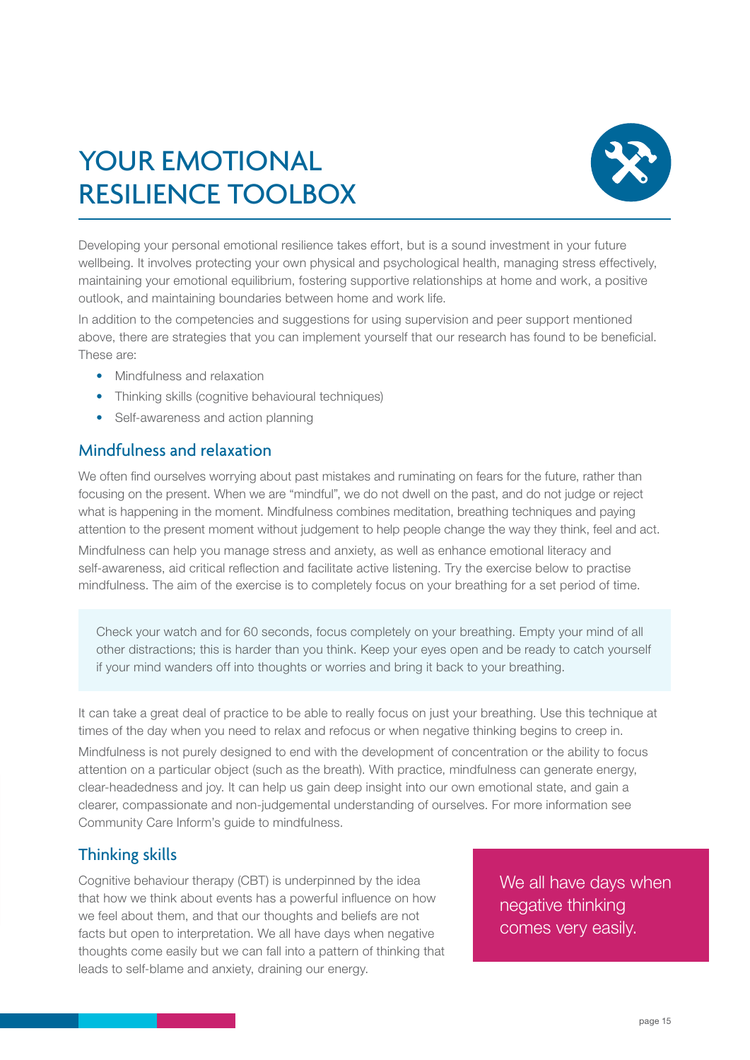# YOUR EMOTIONAL RESILIENCE TOOLBOX

Developing your personal emotional resilience takes effort, but is a sound investment in your future wellbeing. It involves protecting your own physical and psychological health, managing stress effectively, maintaining your emotional equilibrium, fostering supportive relationships at home and work, a positive outlook, and maintaining boundaries between home and work life.

In addition to the competencies and suggestions for using supervision and peer support mentioned above, there are strategies that you can implement yourself that our research has found to be beneficial. These are:

- Mindfulness and relaxation
- Thinking skills (cognitive behavioural techniques)
- Self-awareness and action planning

## Mindfulness and relaxation

We often find ourselves worrying about past mistakes and ruminating on fears for the future, rather than focusing on the present. When we are "mindful", we do not dwell on the past, and do not judge or reject what is happening in the moment. Mindfulness combines meditation, breathing techniques and paying attention to the present moment without judgement to help people change the way they think, feel and act.

Mindfulness can help you manage stress and anxiety, as well as enhance emotional literacy and self-awareness, aid critical reflection and facilitate active listening. Try the exercise below to practise mindfulness. The aim of the exercise is to completely focus on your breathing for a set period of time.

> Check your watch and for 60 seconds, focus completely on your breathing. Empty your mind of all other distractions; this is harder than you think. Keep your eyes open and be ready to catch yourself if your mind wanders off into thoughts or worries and bring it back to your breathing.

It can take a great deal of practice to be able to really focus on just your breathing. Use this technique at times of the day when you need to relax and refocus or when negative thinking begins to creep in.

Mindfulness is not purely designed to end with the development of concentration or the ability to focus attention on a particular object (such as the breath). With practice, mindfulness can generate energy, clear-headedness and joy. It can help us gain deep insight into our own emotional state, and gain a clearer, compassionate and non-judgemental understanding of ourselves. For more information see Community Care Inform's guide to mindfulness.

## Thinking skills

Cognitive behaviour therapy (CBT) is underpinned by the idea that how we think about events has a powerful influence on how we feel about them, and that our thoughts and beliefs are not facts but open to interpretation. We all have days when negative thoughts come easily but we can fall into a pattern of thinking that leads to self-blame and anxiety, draining our energy.

> We all have days when negative thinking comes very easily.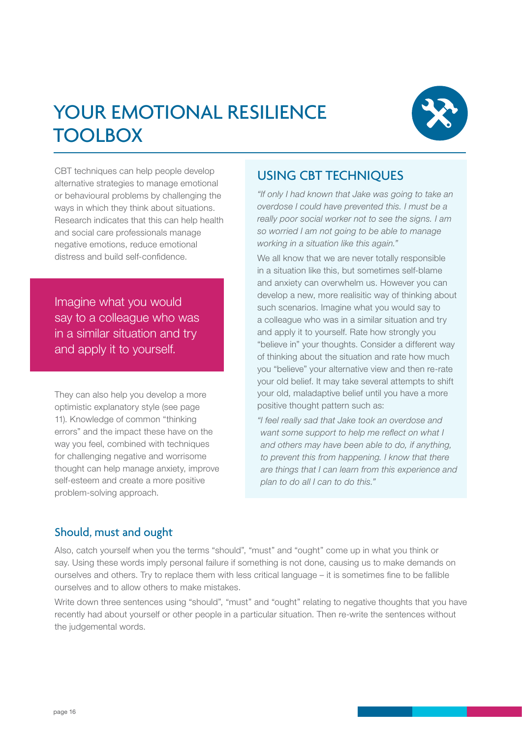# YOUR EMOTIONAL RESILIENCE TOOLBOX

CBT techniques can help people develop alternative strategies to manage emotional or behavioural problems by challenging the ways in which they think about situations. Research indicates that this can help health and social care professionals manage negative emotions, reduce emotional distress and build self-confidence.

> Imagine what you would say to a colleague who was in a similar situation and try and apply it to yourself.

They can also help you develop a more optimistic explanatory style (see page 11). Knowledge of common "thinking errors" and the impact these have on the way you feel, combined with techniques for challenging negative and worrisome thought can help manage anxiety, improve self-esteem and create a more positive problem-solving approach.

## USING CBT TECHNIQUES

*"If only I had known that Jake was going to take an overdose I could have prevented this. I must be a really poor social worker not to see the signs. I am so worried I am not going to be able to manage working in a situation like this again."*

We all know that we are never totally responsible in a situation like this, but sometimes self-blame and anxiety can overwhelm us. However you can develop a new, more realisitic way of thinking about such scenarios. Imagine what you would say to a colleague who was in a similar situation and try and apply it to yourself. Rate how strongly you "believe in" your thoughts. Consider a different way of thinking about the situation and rate how much you "believe" your alternative view and then re-rate your old belief. It may take several attempts to shift your old, maladaptive belief until you have a more positive thought pattern such as:

*"I feel really sad that Jake took an overdose and want some support to help me reflect on what I and others may have been able to do, if anything, to prevent this from happening. I know that there are things that I can learn from this experience and plan to do all I can to do this."*

## Should, must and ought

Also, catch yourself when you the terms "should", "must" and "ought" come up in what you think or say. Using these words imply personal failure if something is not done, causing us to make demands on ourselves and others. Try to replace them with less critical language – it is sometimes fine to be fallible ourselves and to allow others to make mistakes.

Write down three sentences using "should", "must" and "ought" relating to negative thoughts that you have recently had about yourself or other people in a particular situation. Then re-write the sentences without the judgemental words.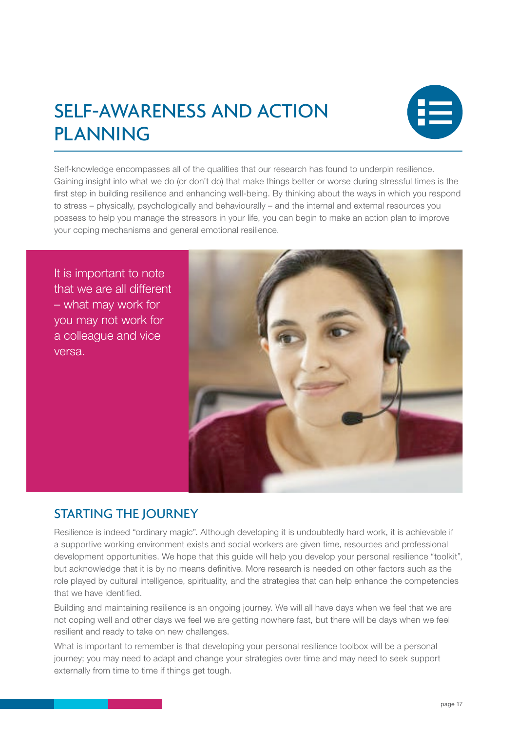# SELF-AWARENESS AND ACTION PLANNING

Self-knowledge encompasses all of the qualities that our research has found to underpin resilience. Gaining insight into what we do (or don't do) that make things better or worse during stressful times is the first step in building resilience and enhancing well-being. By thinking about the ways in which you respond to stress – physically, psychologically and behaviourally – and the internal and external resources you possess to help you manage the stressors in your life, you can begin to make an action plan to improve your coping mechanisms and general emotional resilience.

It is important to note that we are all different – what may work for you may not work for a colleague and vice versa.

## STARTING THE JOURNEY

Resilience is indeed "ordinary magic". Although developing it is undoubtedly hard work, it is achievable if a supportive working environment exists and social workers are given time, resources and professional development opportunities. We hope that this guide will help you develop your personal resilience "toolkit", but acknowledge that it is by no means definitive. More research is needed on other factors such as the role played by cultural intelligence, spirituality, and the strategies that can help enhance the competencies that we have identified.

Building and maintaining resilience is an ongoing journey. We will all have days when we feel that we are not coping well and other days we feel we are getting nowhere fast, but there will be days when we feel resilient and ready to take on new challenges.

What is important to remember is that developing your personal resilience toolbox will be a personal journey; you may need to adapt and change your strategies over time and may need to seek support externally from time to time if things get tough.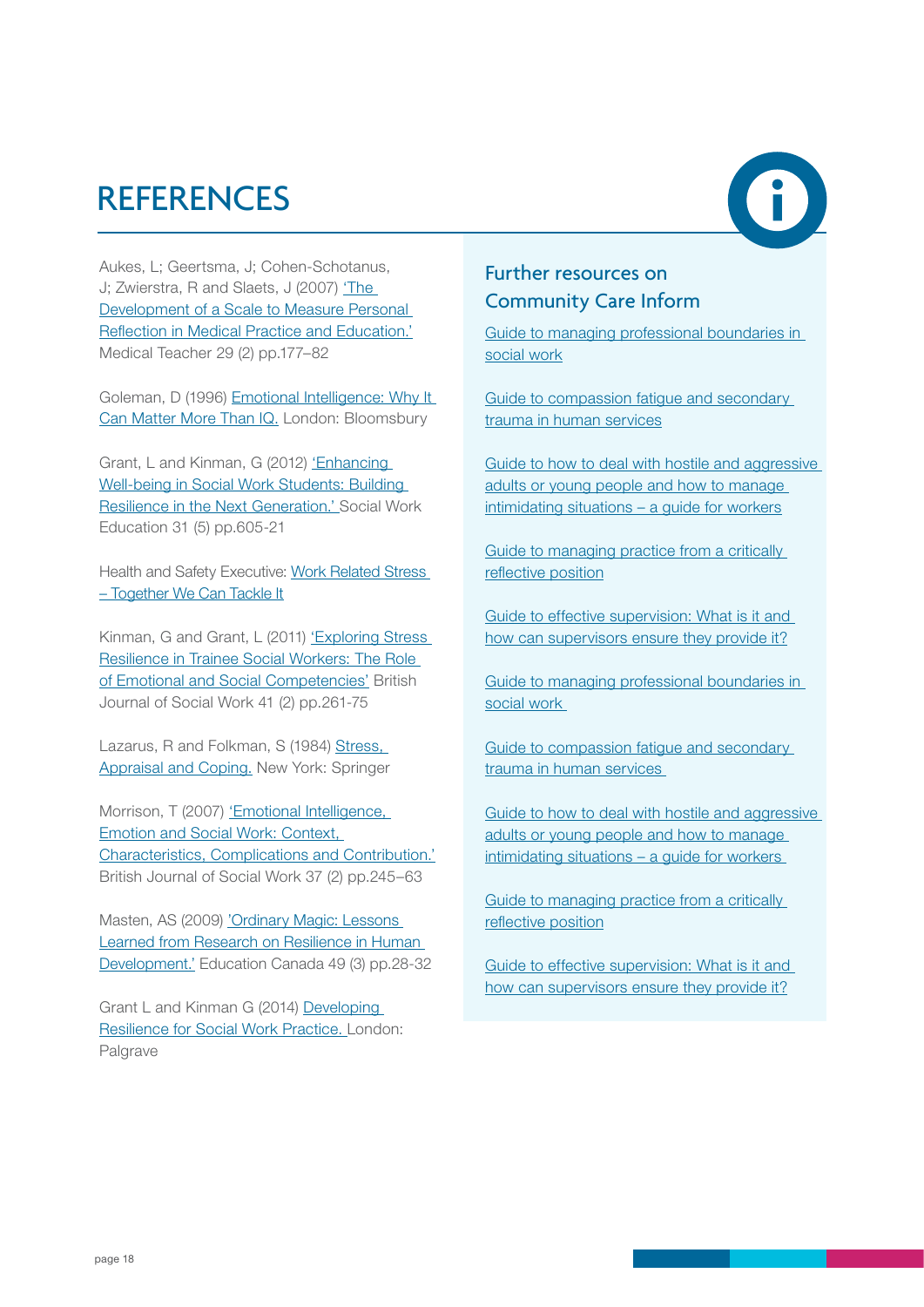# REFERENCES

Aukes, L; Geertsma, J; Cohen-Schotanus, J; Zwierstra, R and Slaets, J (2007) 'The Development of a Scale to Measure Personal Reflection in Medical Practice and Education.' Medical Teacher 29 (2) pp.177–82

Goleman, D (1996) Emotional Intelligence: Why It Can Matter More Than IQ. London: Bloomsbury

Grant, L and Kinman, G (2012) 'Enhancing Well-being in Social Work Students: Building Resilience in the Next Generation.' Social Work Education 31 (5) pp.605-21

Health and Safety Executive: Work Related Stress – Together We Can Tackle It

Kinman, G and Grant, L (2011) 'Exploring Stress Resilience in Trainee Social Workers: The Role of Emotional and Social Competencies' British Journal of Social Work 41 (2) pp.261-75

Lazarus, R and Folkman, S (1984) Stress, Appraisal and Coping. New York: Springer

Morrison, T (2007) 'Emotional Intelligence, Emotion and Social Work: Context, Characteristics, Complications and Contribution.' British Journal of Social Work 37 (2) pp.245–63

Masten, AS (2009) 'Ordinary Magic: Lessons Learned from Research on Resilience in Human Development.' Education Canada 49 (3) pp.28-32

Grant L and Kinman G (2014) Developing Resilience for Social Work Practice. London: Palgrave

## Further resources on Community Care Inform

Guide to managing professional boundaries in social work

Guide to compassion fatigue and secondary trauma in human services

Guide to how to deal with hostile and aggressive adults or young people and how to manage intimidating situations – a guide for workers

Guide to managing practice from a critically reflective position

Guide to effective supervision: What is it and how can supervisors ensure they provide it?

Guide to managing professional boundaries in social work

Guide to compassion fatigue and secondary trauma in human services

Guide to how to deal with hostile and aggressive adults or young people and how to manage intimidating situations – a guide for workers

Guide to managing practice from a critically reflective position

Guide to effective supervision: What is it and how can supervisors ensure they provide it?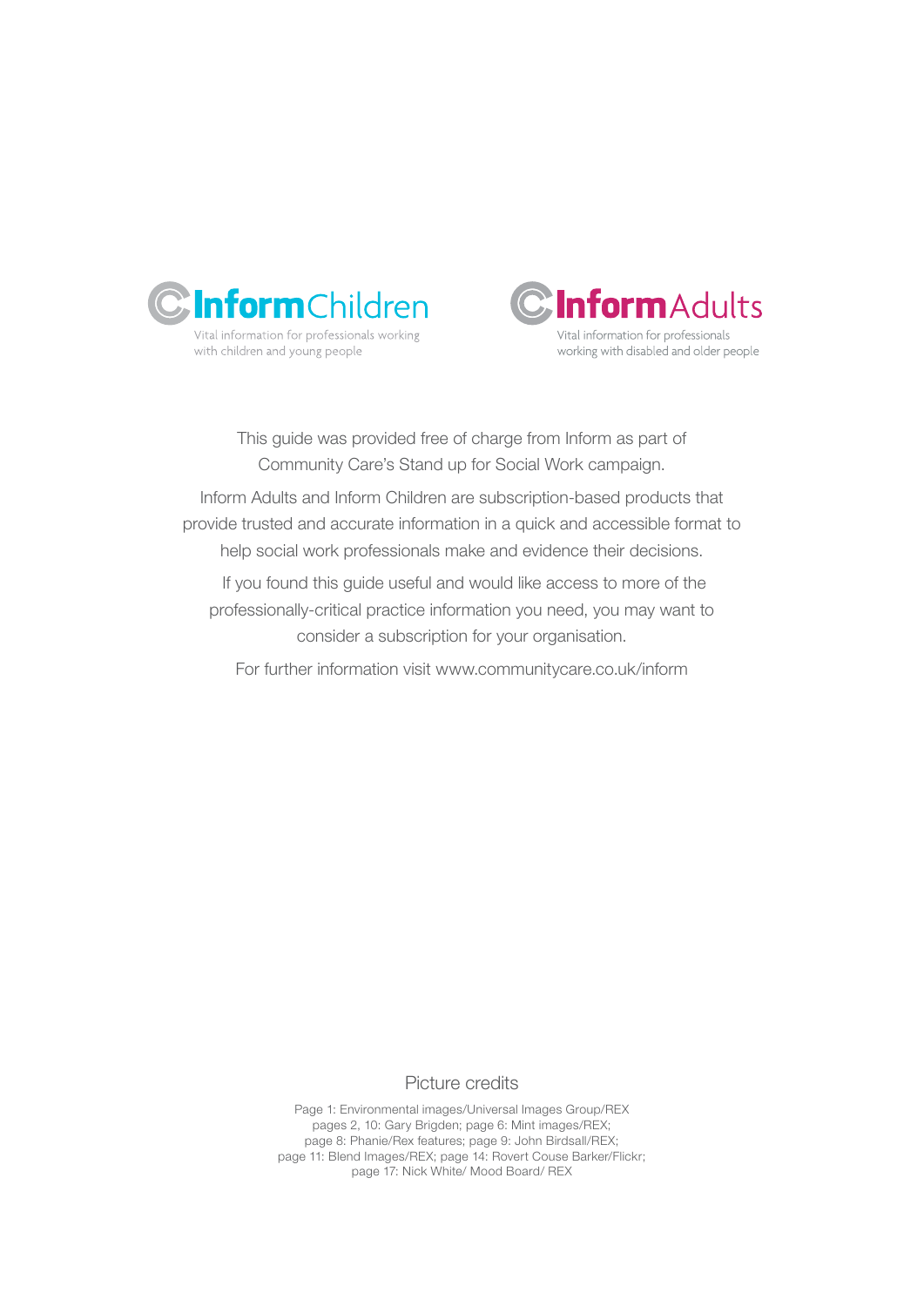**Inform**Children

Vital information for professionals working with children and young people

**Inform**Adults

Vital information for professionals working with disabled and older people

This guide was provided free of charge from Inform as part of Community Care's Stand up for Social Work campaign.

Inform Adults and Inform Children are subscription-based products that provide trusted and accurate information in a quick and accessible format to help social work professionals make and evidence their decisions.

If you found this guide useful and would like access to more of the professionally-critical practice information you need, you may want to consider a subscription for your organisation.

For further information visit www.communitycare.co.uk/inform

Picture credits

Page 1: Environmental images/Universal Images Group/REX
pages 2, 10: Gary Brigden; page 6: Mint images/REX;
page 8: Phanie/Rex features; page 9: John Birdsall/REX;
page 11: Blend Images/REX; page 14: Rovert Couse Barker/Flickr;
page 17: Nick White/ Mood Board/ REX